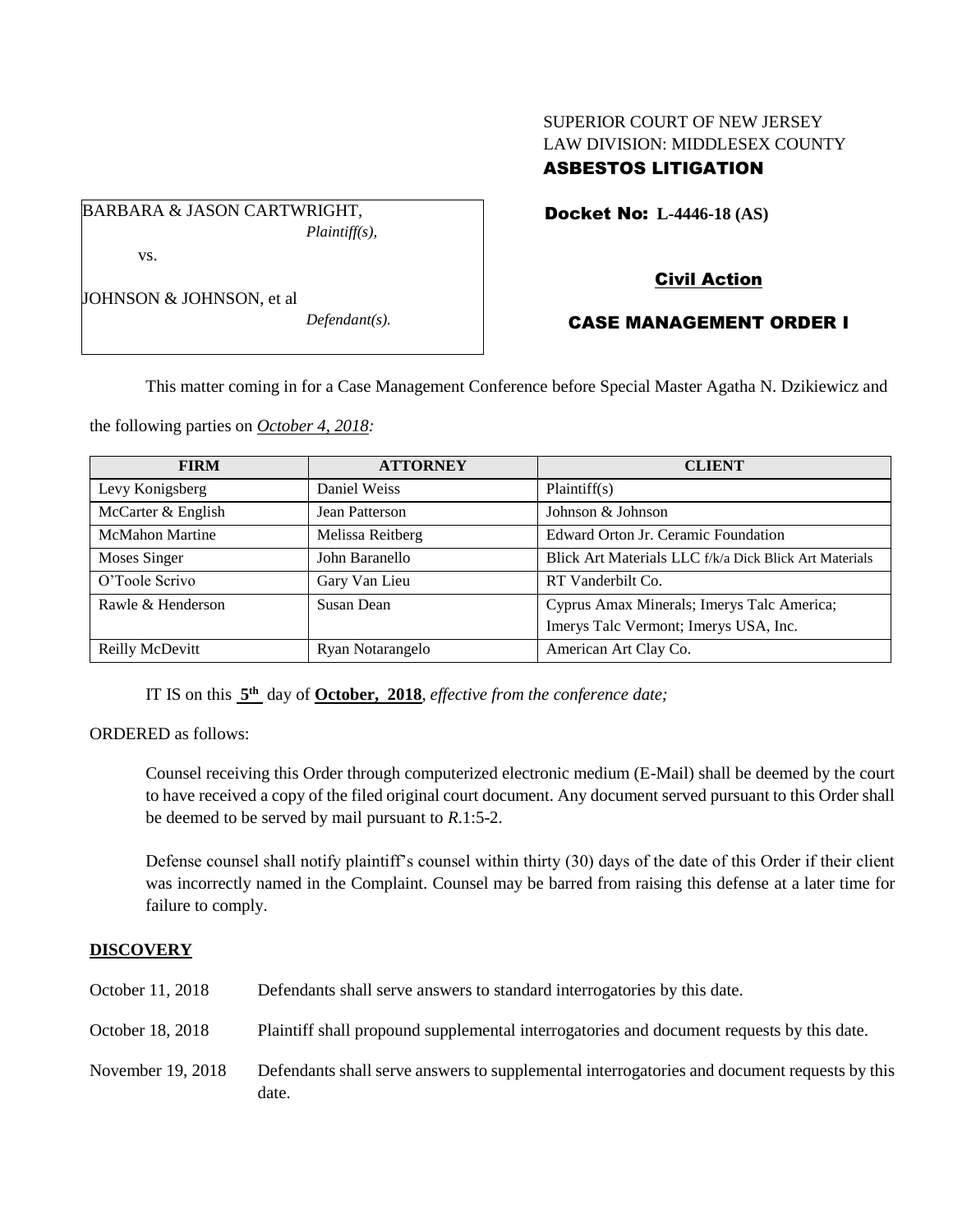SUPERIOR COURT OF NEW JERSEY
LAW DIVISION: MIDDLESEX COUNTY
**ASBESTOS LITIGATION**

BARBARA & JASON CARTWRIGHT,
*Plaintiff(s),*

vs.

JOHNSON & JOHNSON, et al
*Defendant(s).*

**Docket No: L-4446-18 (AS)**

**Civil Action**

**CASE MANAGEMENT ORDER I**

This matter coming in for a Case Management Conference before Special Master Agatha N. Dzikiewicz and the following parties on *October 4, 2018:*

| FIRM | ATTORNEY | CLIENT |
|---|---|---|
| Levy Konigsberg | Daniel Weiss | Plaintiff(s) |
| McCarter & English | Jean Patterson | Johnson & Johnson |
| McMahon Martine | Melissa Reitberg | Edward Orton Jr. Ceramic Foundation |
| Moses Singer | John Baranello | Blick Art Materials LLC f/k/a Dick Blick Art Materials |
| O'Toole Scrivo | Gary Van Lieu | RT Vanderbilt Co. |
| Rawle & Henderson | Susan Dean | Cyprus Amax Minerals; Imerys Talc America; Imerys Talc Vermont; Imerys USA, Inc. |
| Reilly McDevitt | Ryan Notarangelo | American Art Clay Co. |

IT IS on this **5th** day of **October, 2018**, *effective from the conference date;*

ORDERED as follows:

Counsel receiving this Order through computerized electronic medium (E-Mail) shall be deemed by the court to have received a copy of the filed original court document. Any document served pursuant to this Order shall be deemed to be served by mail pursuant to *R*.1:5-2.

Defense counsel shall notify plaintiff's counsel within thirty (30) days of the date of this Order if their client was incorrectly named in the Complaint. Counsel may be barred from raising this defense at a later time for failure to comply.

**DISCOVERY**

| | |
|---|---|
| October 11, 2018 | Defendants shall serve answers to standard interrogatories by this date. |
| October 18, 2018 | Plaintiff shall propound supplemental interrogatories and document requests by this date. |
| November 19, 2018 | Defendants shall serve answers to supplemental interrogatories and document requests by this date. |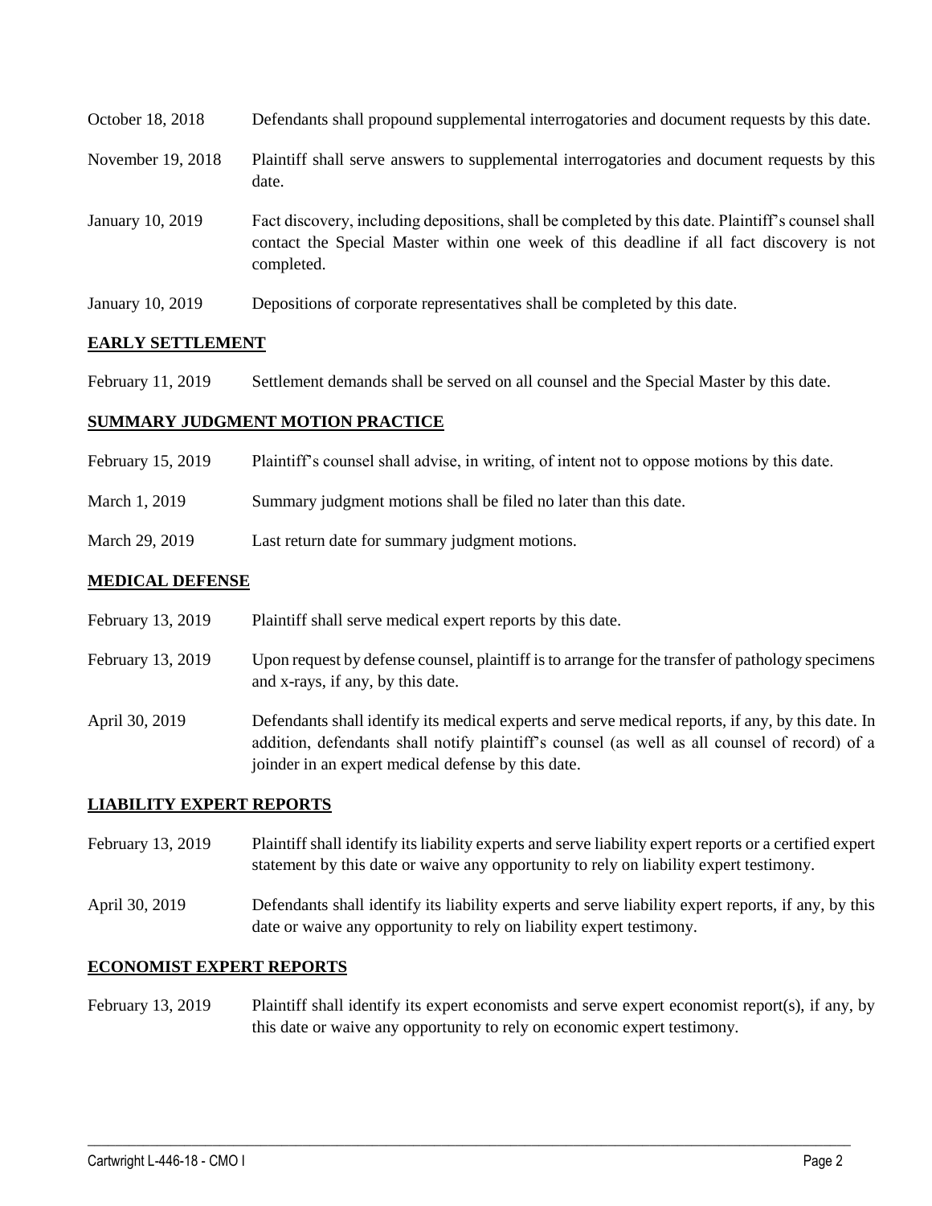| | |
|---|---|
| October 18, 2018 | Defendants shall propound supplemental interrogatories and document requests by this date. |
| November 19, 2018 | Plaintiff shall serve answers to supplemental interrogatories and document requests by this date. |
| January 10, 2019 | Fact discovery, including depositions, shall be completed by this date. Plaintiff's counsel shall contact the Special Master within one week of this deadline if all fact discovery is not completed. |
| January 10, 2019 | Depositions of corporate representatives shall be completed by this date. |

## EARLY SETTLEMENT

| | |
|---|---|
| February 11, 2019 | Settlement demands shall be served on all counsel and the Special Master by this date. |

## SUMMARY JUDGMENT MOTION PRACTICE

| | |
|---|---|
| February 15, 2019 | Plaintiff's counsel shall advise, in writing, of intent not to oppose motions by this date. |
| March 1, 2019 | Summary judgment motions shall be filed no later than this date. |
| March 29, 2019 | Last return date for summary judgment motions. |

## MEDICAL DEFENSE

| | |
|---|---|
| February 13, 2019 | Plaintiff shall serve medical expert reports by this date. |
| February 13, 2019 | Upon request by defense counsel, plaintiff is to arrange for the transfer of pathology specimens and x-rays, if any, by this date. |
| April 30, 2019 | Defendants shall identify its medical experts and serve medical reports, if any, by this date. In addition, defendants shall notify plaintiff's counsel (as well as all counsel of record) of a joinder in an expert medical defense by this date. |

## LIABILITY EXPERT REPORTS

| | |
|---|---|
| February 13, 2019 | Plaintiff shall identify its liability experts and serve liability expert reports or a certified expert statement by this date or waive any opportunity to rely on liability expert testimony. |
| April 30, 2019 | Defendants shall identify its liability experts and serve liability expert reports, if any, by this date or waive any opportunity to rely on liability expert testimony. |

## ECONOMIST EXPERT REPORTS

| | |
|---|---|
| February 13, 2019 | Plaintiff shall identify its expert economists and serve expert economist report(s), if any, by this date or waive any opportunity to rely on economic expert testimony. |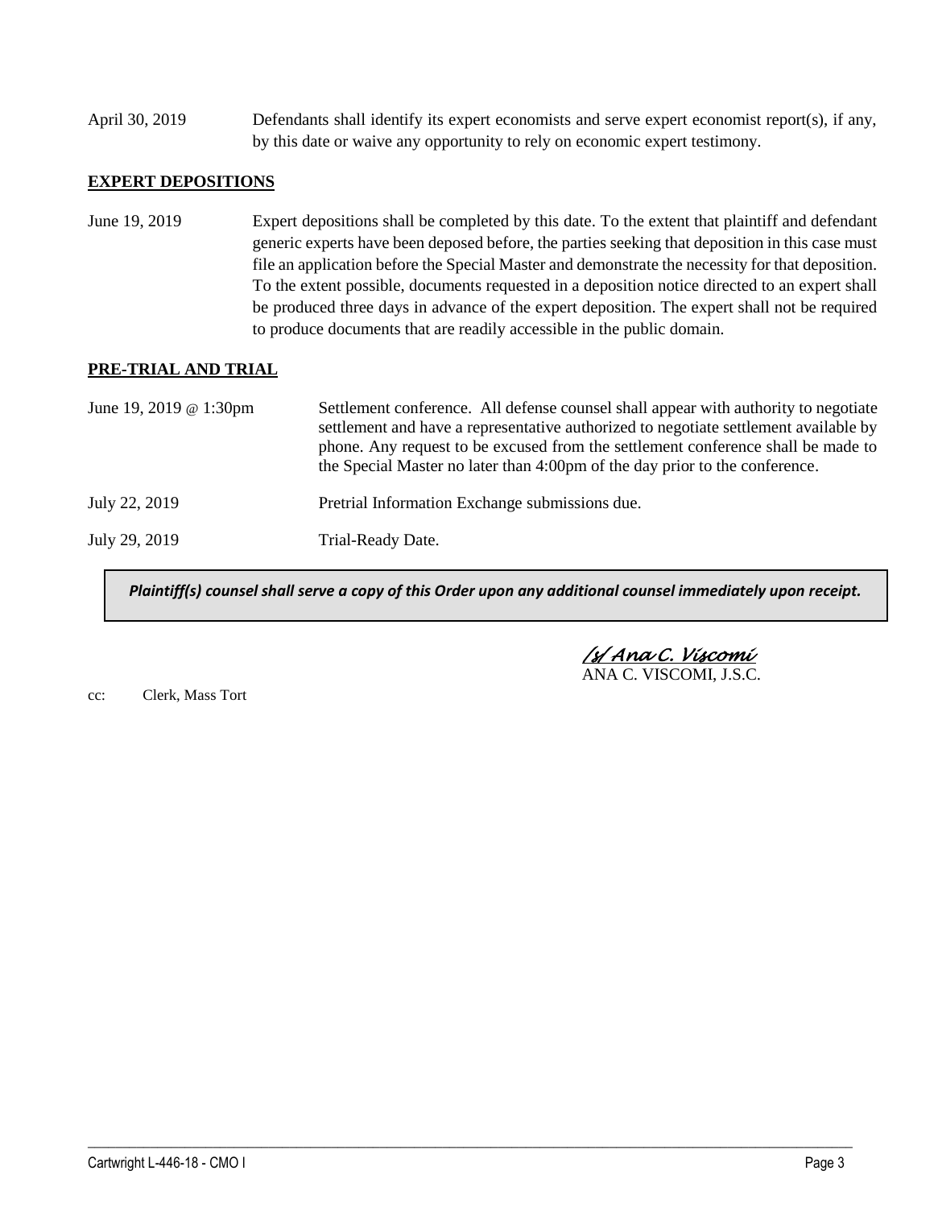| | |
|---|---|
| April 30, 2019 | Defendants shall identify its expert economists and serve expert economist report(s), if any, by this date or waive any opportunity to rely on economic expert testimony. |

**EXPERT DEPOSITIONS**

| | |
|---|---|
| June 19, 2019 | Expert depositions shall be completed by this date. To the extent that plaintiff and defendant generic experts have been deposed before, the parties seeking that deposition in this case must file an application before the Special Master and demonstrate the necessity for that deposition. To the extent possible, documents requested in a deposition notice directed to an expert shall be produced three days in advance of the expert deposition. The expert shall not be required to produce documents that are readily accessible in the public domain. |

**PRE-TRIAL AND TRIAL**

| | |
|---|---|
| June 19, 2019 @ 1:30pm | Settlement conference. All defense counsel shall appear with authority to negotiate settlement and have a representative authorized to negotiate settlement available by phone. Any request to be excused from the settlement conference shall be made to the Special Master no later than 4:00pm of the day prior to the conference. |
| July 22, 2019 | Pretrial Information Exchange submissions due. |
| July 29, 2019 | Trial-Ready Date. |

***Plaintiff(s) counsel shall serve a copy of this Order upon any additional counsel immediately upon receipt.***

/s/ Ana C. Viscomi
ANA C. VISCOMI, J.S.C.

cc: Clerk, Mass Tort